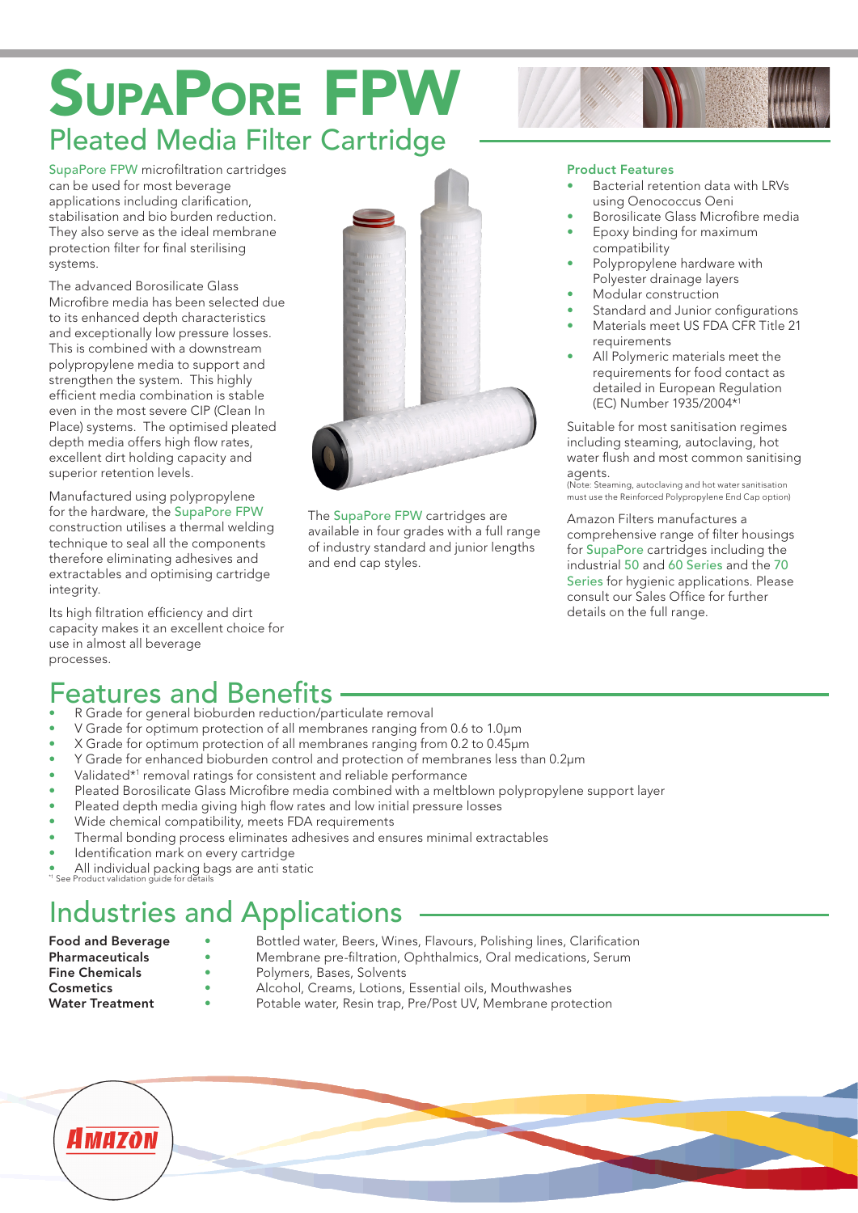# SupaPore FPW

## Pleated Media Filter Cartridge

SupaPore FPW microfiltration cartridges can be used for most beverage applications including clarification, stabilisation and bio burden reduction. They also serve as the ideal membrane protection filter for final sterilising systems.

The advanced Borosilicate Glass Microfibre media has been selected due to its enhanced depth characteristics and exceptionally low pressure losses. This is combined with a downstream polypropylene media to support and strengthen the system. This highly efficient media combination is stable even in the most severe CIP (Clean In Place) systems. The optimised pleated depth media offers high flow rates, excellent dirt holding capacity and superior retention levels.

Manufactured using polypropylene for the hardware, the SupaPore FPW construction utilises a thermal welding technique to seal all the components therefore eliminating adhesives and extractables and optimising cartridge integrity.

Its high filtration efficiency and dirt capacity makes it an excellent choice for use in almost all beverage processes.

The SupaPore FPW cartridges are available in four grades with a full range of industry standard and junior lengths and end cap styles.

### Product Features

- Bacterial retention data with LRVs using Oenococcus Oeni
- Borosilicate Glass Microfibre media
- Epoxy binding for maximum compatibility
- Polypropylene hardware with Polyester drainage layers
- Modular construction
- Standard and Junior configurations
- Materials meet US FDA CFR Title 21 requirements
- All Polymeric materials meet the requirements for food contact as detailed in European Regulation (EC) Number 1935/2004*[1]

Suitable for most sanitisation regimes including steaming, autoclaving, hot water flush and most common sanitising agents.
(Note: Steaming, autoclaving and hot water sanitisation must use the Reinforced Polypropylene End Cap option)

Amazon Filters manufactures a comprehensive range of filter housings for SupaPore cartridges including the industrial 50 and 60 Series and the 70 Series for hygienic applications. Please consult our Sales Office for further details on the full range.

## Features and Benefits

- R Grade for general bioburden reduction/particulate removal
- V Grade for optimum protection of all membranes ranging from 0.6 to 1.0µm
- X Grade for optimum protection of all membranes ranging from 0.2 to 0.45µm
- Y Grade for enhanced bioburden control and protection of membranes less than 0.2µm
- Validated*[1] removal ratings for consistent and reliable performance
- Pleated Borosilicate Glass Microfibre media combined with a meltblown polypropylene support layer
- Pleated depth media giving high flow rates and low initial pressure losses
- Wide chemical compatibility, meets FDA requirements
- Thermal bonding process eliminates adhesives and ensures minimal extractables
- Identification mark on every cartridge
- All individual packing bags are anti static

*[1] See Product validation guide for details

## Industries and Applications

**Food and Beverage** • Bottled water, Beers, Wines, Flavours, Polishing lines, Clarification
**Pharmaceuticals** • Membrane pre-filtration, Ophthalmics, Oral medications, Serum
**Fine Chemicals** • Polymers, Bases, Solvents
**Cosmetics** • Alcohol, Creams, Lotions, Essential oils, Mouthwashes
**Water Treatment** • Potable water, Resin trap, Pre/Post UV, Membrane protection

AMAZON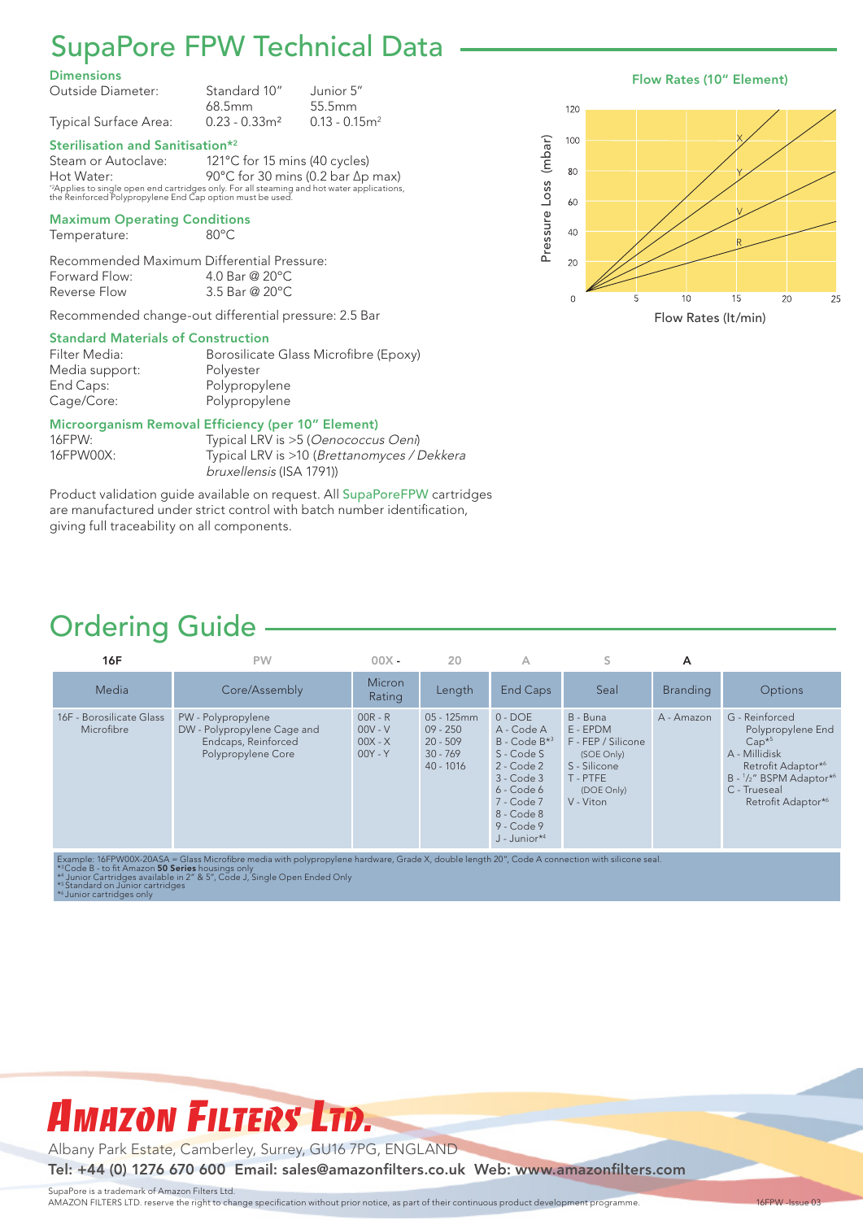# SupaPore FPW Technical Data

### Dimensions

| | | |
|---|---|---|
| Outside Diameter: | Standard 10" 68.5mm | Junior 5" 55.5mm |
| Typical Surface Area: | 0.23 - 0.33m² | 0.13 - 0.15m² |

### Sterilisation and Sanitisation*2

Steam or Autoclave: 121°C for 15 mins (40 cycles)
Hot Water: 90°C for 30 mins (0.2 bar Δp max)

*2Applies to single open end cartridges only. For all steaming and hot water applications, the Reinforced Polypropylene End Cap option must be used.

### Maximum Operating Conditions

Temperature: 80°C

Recommended Maximum Differential Pressure:
Forward Flow: 4.0 Bar @ 20°C
Reverse Flow 3.5 Bar @ 20°C

Recommended change-out differential pressure: 2.5 Bar

### Standard Materials of Construction

Filter Media: Borosilicate Glass Microfibre (Epoxy)
Media support: Polyester
End Caps: Polypropylene
Cage/Core: Polypropylene

### Microorganism Removal Efficiency (per 10" Element)

16FPW: Typical LRV is >5 (*Oenococcus Oeni*)
16FPW00X: Typical LRV is >10 (*Brettanomyces / Dekkera bruxellensis* (ISA 1791))

Product validation guide available on request. All SupaPoreFPW cartridges are manufactured under strict control with batch number identification, giving full traceability on all components.

### Flow Rates (10" Element)

Pressure Loss (mbar)
120
100
80
60
40
20
0
5
10
15
20
25
Flow Rates (lt/min)
X
Y
V
R

# Ordering Guide

| 16F | PW | 00X - | 20 | A | S | A | |
|---|---|---|---|---|---|---|---|
| **Media** | **Core/Assembly** | **Micron Rating** | **Length** | **End Caps** | **Seal** | **Branding** | **Options** |
| 16F - Borosilicate Glass Microfibre | PW - Polypropylene<br>DW - Polypropylene Cage and Endcaps, Reinforced Polypropylene Core | 00R - R<br>00V - V<br>00X - X<br>00Y - Y | 05 - 125mm<br>09 - 250<br>20 - 509<br>30 - 769<br>40 - 1016 | 0 - DOE<br>A - Code A<br>B - Code B*3<br>S - Code S<br>2 - Code 2<br>3 - Code 3<br>6 - Code 6<br>7 - Code 7<br>8 - Code 8<br>9 - Code 9<br>J - Junior*4 | B - Buna<br>E - EPDM<br>F - FEP / Silicone (SOE Only)<br>S - Silicone<br>T - PTFE (DOE Only)<br>V - Viton | A - Amazon | G - Reinforced Polypropylene End Cap*5<br>A - Millidisk Retrofit Adaptor*6<br>B - ½" BSPM Adaptor*6<br>C - Trueseal Retrofit Adaptor*6 |

Example: 16FPW00X-20ASA = Glass Microfibre media with polypropylene hardware, Grade X, double length 20", Code A connection with silicone seal.
*3 Code B - to fit Amazon **50 Series** housings only
*4 Junior Cartridges available in 2" & 5", Code J, Single Open Ended Only
*5 Standard on Junior cartridges
*6 Junior cartridges only

**AMAZON FILTERS LTD.**

Albany Park Estate, Camberley, Surrey, GU16 7PG, ENGLAND

**Tel: +44 (0) 1276 670 600 Email: sales@amazonfilters.co.uk Web: www.amazonfilters.com**

SupaPore is a trademark of Amazon Filters Ltd.
AMAZON FILTERS LTD. reserve the right to change specification without prior notice, as part of their continuous product development programme.

16FPW -Issue 03